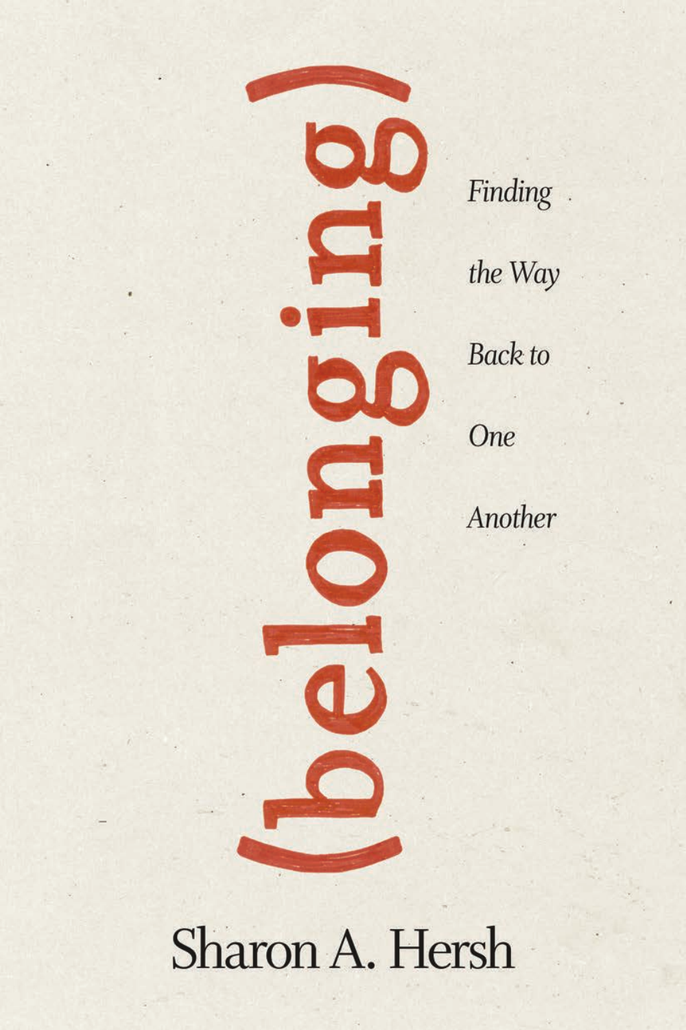# (belonging)

*Finding the Way Back to One Another*

Sharon A. Hersh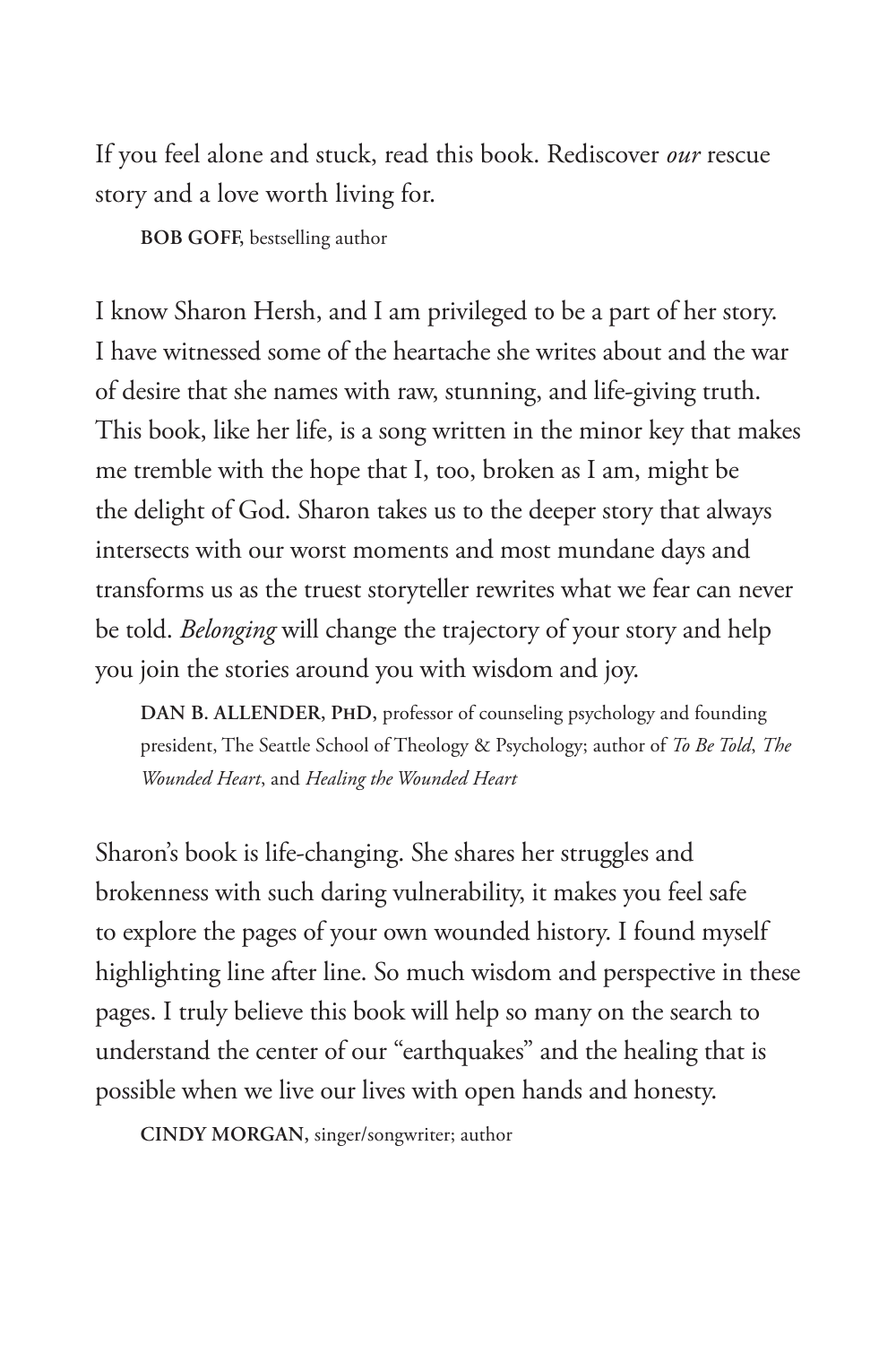If you feel alone and stuck, read this book. Rediscover *our* rescue story and a love worth living for.

**BOB GOFF,** bestselling author

I know Sharon Hersh, and I am privileged to be a part of her story. I have witnessed some of the heartache she writes about and the war of desire that she names with raw, stunning, and life-giving truth. This book, like her life, is a song written in the minor key that makes me tremble with the hope that I, too, broken as I am, might be the delight of God. Sharon takes us to the deeper story that always intersects with our worst moments and most mundane days and transforms us as the truest storyteller rewrites what we fear can never be told. *Belonging* will change the trajectory of your story and help you join the stories around you with wisdom and joy.

**DAN B. ALLENDER, PHD,** professor of counseling psychology and founding president, The Seattle School of Theology & Psychology; author of *To Be Told*, *The Wounded Heart*, and *Healing the Wounded Heart*

Sharon's book is life-changing. She shares her struggles and brokenness with such daring vulnerability, it makes you feel safe to explore the pages of your own wounded history. I found myself highlighting line after line. So much wisdom and perspective in these pages. I truly believe this book will help so many on the search to understand the center of our "earthquakes" and the healing that is possible when we live our lives with open hands and honesty.

**CINDY MORGAN,** singer/songwriter; author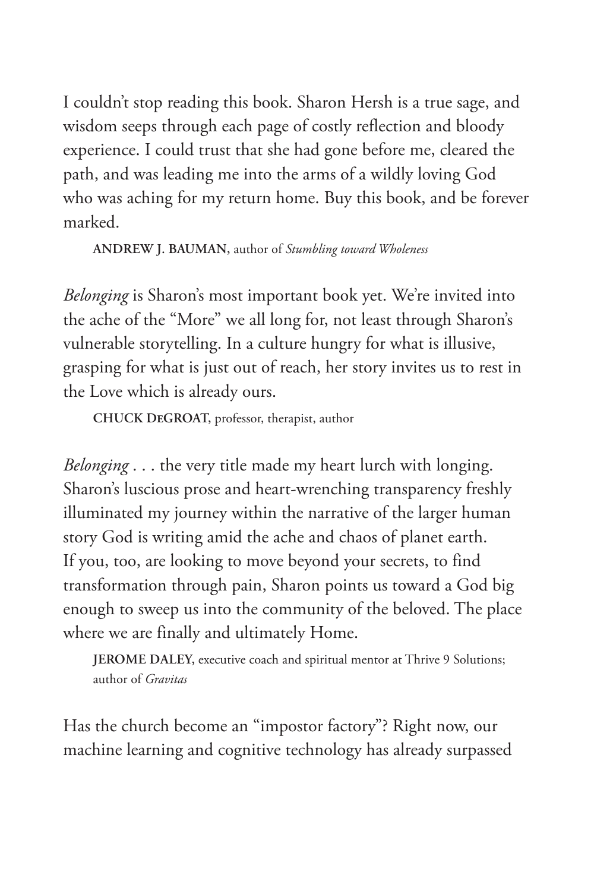I couldn't stop reading this book. Sharon Hersh is a true sage, and wisdom seeps through each page of costly reflection and bloody experience. I could trust that she had gone before me, cleared the path, and was leading me into the arms of a wildly loving God who was aching for my return home. Buy this book, and be forever marked.

**ANDREW J. BAUMAN,** author of *Stumbling toward Wholeness*

*Belonging* is Sharon's most important book yet. We're invited into the ache of the "More" we all long for, not least through Sharon's vulnerable storytelling. In a culture hungry for what is illusive, grasping for what is just out of reach, her story invites us to rest in the Love which is already ours.

**CHUCK DEGROAT,** professor, therapist, author

*Belonging* . . . the very title made my heart lurch with longing. Sharon's luscious prose and heart-wrenching transparency freshly illuminated my journey within the narrative of the larger human story God is writing amid the ache and chaos of planet earth. If you, too, are looking to move beyond your secrets, to find transformation through pain, Sharon points us toward a God big enough to sweep us into the community of the beloved. The place where we are finally and ultimately Home.

**JEROME DALEY,** executive coach and spiritual mentor at Thrive 9 Solutions; author of *Gravitas*

Has the church become an "impostor factory"? Right now, our machine learning and cognitive technology has already surpassed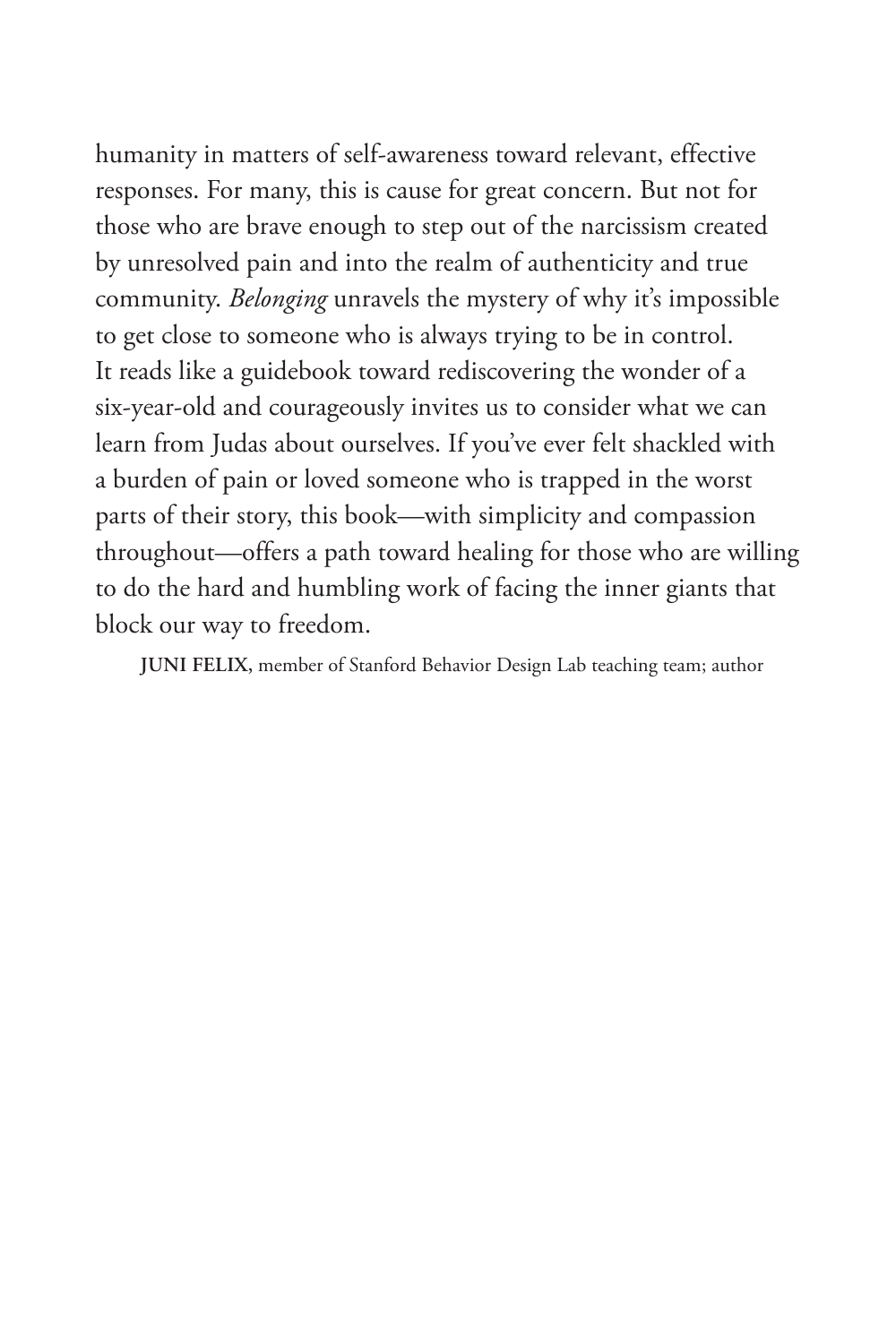humanity in matters of self-awareness toward relevant, effective responses. For many, this is cause for great concern. But not for those who are brave enough to step out of the narcissism created by unresolved pain and into the realm of authenticity and true community. *Belonging* unravels the mystery of why it's impossible to get close to someone who is always trying to be in control. It reads like a guidebook toward rediscovering the wonder of a six-year-old and courageously invites us to consider what we can learn from Judas about ourselves. If you've ever felt shackled with a burden of pain or loved someone who is trapped in the worst parts of their story, this book—with simplicity and compassion throughout—offers a path toward healing for those who are willing to do the hard and humbling work of facing the inner giants that block our way to freedom.

**JUNI FELIX,** member of Stanford Behavior Design Lab teaching team; author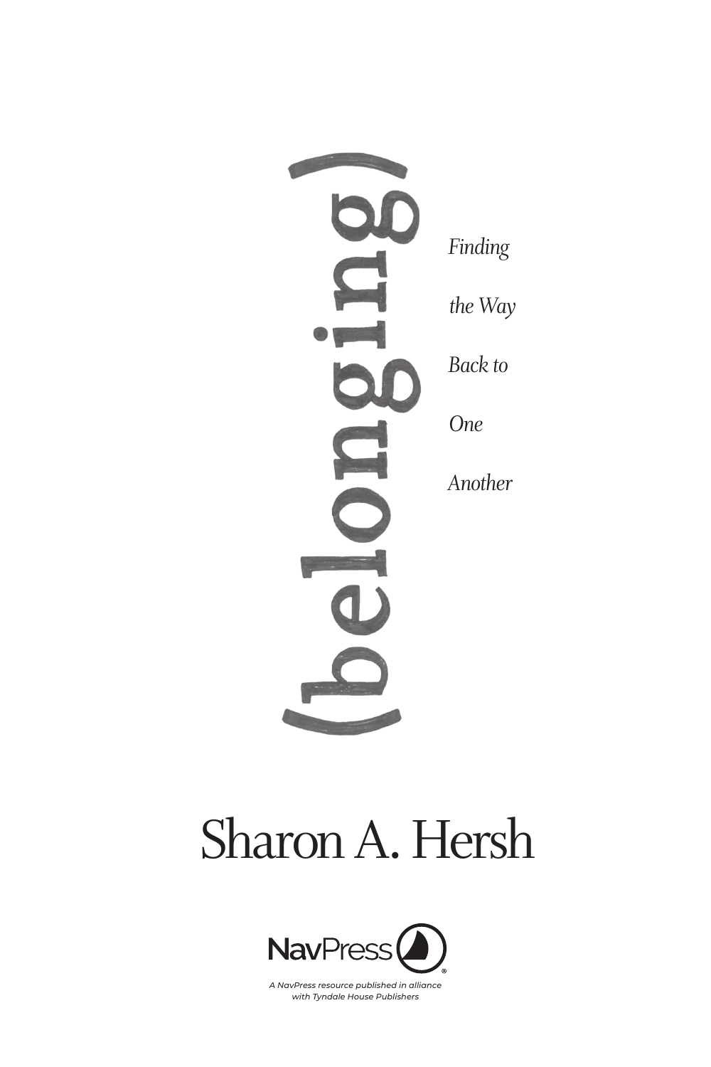# (belonging)

*Finding the Way Back to One Another*

## Sharon A. Hersh

NavPress

*A NavPress resource published in alliance with Tyndale House Publishers*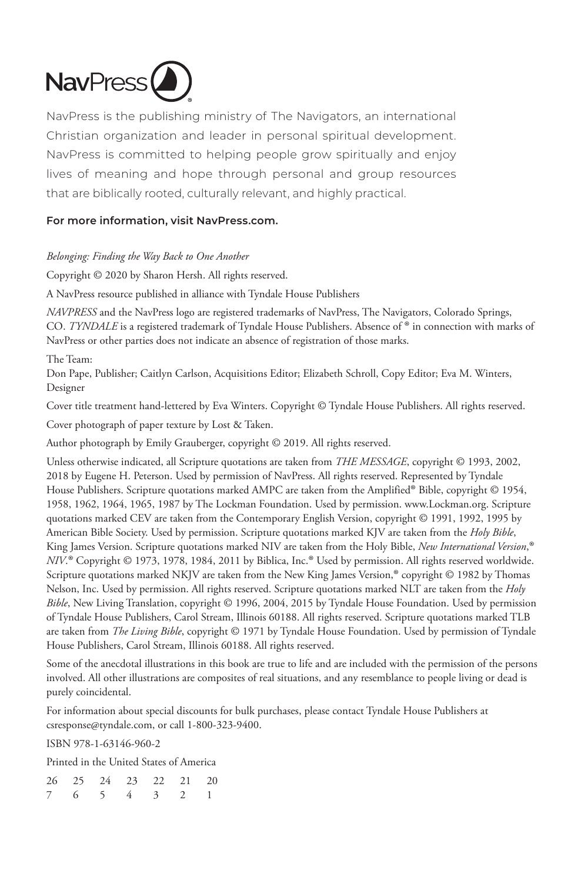NavPress

NavPress is the publishing ministry of The Navigators, an international Christian organization and leader in personal spiritual development. NavPress is committed to helping people grow spiritually and enjoy lives of meaning and hope through personal and group resources that are biblically rooted, culturally relevant, and highly practical.

**For more information, visit NavPress.com.**

*Belonging: Finding the Way Back to One Another*

Copyright © 2020 by Sharon Hersh. All rights reserved.

A NavPress resource published in alliance with Tyndale House Publishers

*NAVPRESS* and the NavPress logo are registered trademarks of NavPress, The Navigators, Colorado Springs, CO. *TYNDALE* is a registered trademark of Tyndale House Publishers. Absence of ® in connection with marks of NavPress or other parties does not indicate an absence of registration of those marks.

The Team:
Don Pape, Publisher; Caitlyn Carlson, Acquisitions Editor; Elizabeth Schroll, Copy Editor; Eva M. Winters, Designer

Cover title treatment hand-lettered by Eva Winters. Copyright © Tyndale House Publishers. All rights reserved.

Cover photograph of paper texture by Lost & Taken.

Author photograph by Emily Grauberger, copyright © 2019. All rights reserved.

Unless otherwise indicated, all Scripture quotations are taken from *THE MESSAGE*, copyright © 1993, 2002, 2018 by Eugene H. Peterson. Used by permission of NavPress. All rights reserved. Represented by Tyndale House Publishers. Scripture quotations marked AMPC are taken from the Amplified® Bible, copyright © 1954, 1958, 1962, 1964, 1965, 1987 by The Lockman Foundation. Used by permission. www.Lockman.org. Scripture quotations marked CEV are taken from the Contemporary English Version, copyright © 1991, 1992, 1995 by American Bible Society. Used by permission. Scripture quotations marked KJV are taken from the *Holy Bible*, King James Version. Scripture quotations marked NIV are taken from the Holy Bible, *New International Version*,® *NIV*.® Copyright © 1973, 1978, 1984, 2011 by Biblica, Inc.® Used by permission. All rights reserved worldwide. Scripture quotations marked NKJV are taken from the New King James Version,® copyright © 1982 by Thomas Nelson, Inc. Used by permission. All rights reserved. Scripture quotations marked NLT are taken from the *Holy Bible*, New Living Translation, copyright © 1996, 2004, 2015 by Tyndale House Foundation. Used by permission of Tyndale House Publishers, Carol Stream, Illinois 60188. All rights reserved. Scripture quotations marked TLB are taken from *The Living Bible*, copyright © 1971 by Tyndale House Foundation. Used by permission of Tyndale House Publishers, Carol Stream, Illinois 60188. All rights reserved.

Some of the anecdotal illustrations in this book are true to life and are included with the permission of the persons involved. All other illustrations are composites of real situations, and any resemblance to people living or dead is purely coincidental.

For information about special discounts for bulk purchases, please contact Tyndale House Publishers at csresponse@tyndale.com, or call 1-800-323-9400.

ISBN 978-1-63146-960-2

Printed in the United States of America

26 25 24 23 22 21 20
7 6 5 4 3 2 1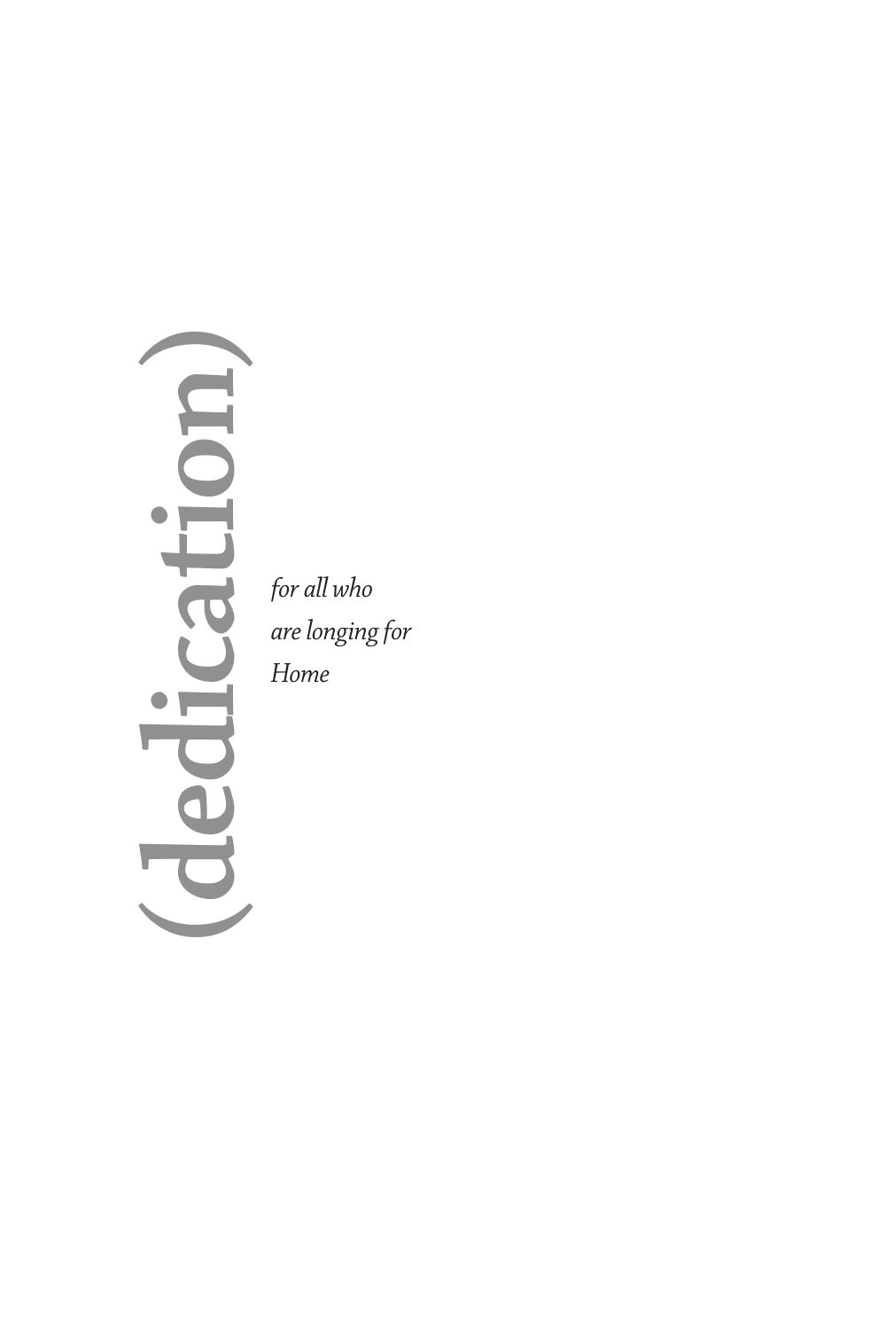# (dedication)

*for all who*
*are longing for*
*Home*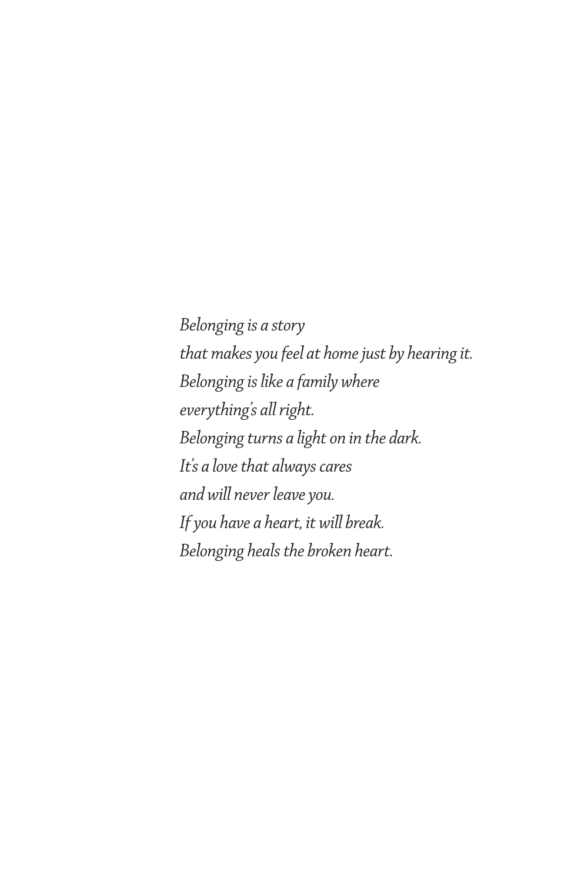*Belonging is a story*
*that makes you feel at home just by hearing it.*
*Belonging is like a family where*
*everything's all right.*
*Belonging turns a light on in the dark.*
*It's a love that always cares*
*and will never leave you.*
*If you have a heart, it will break.*
*Belonging heals the broken heart.*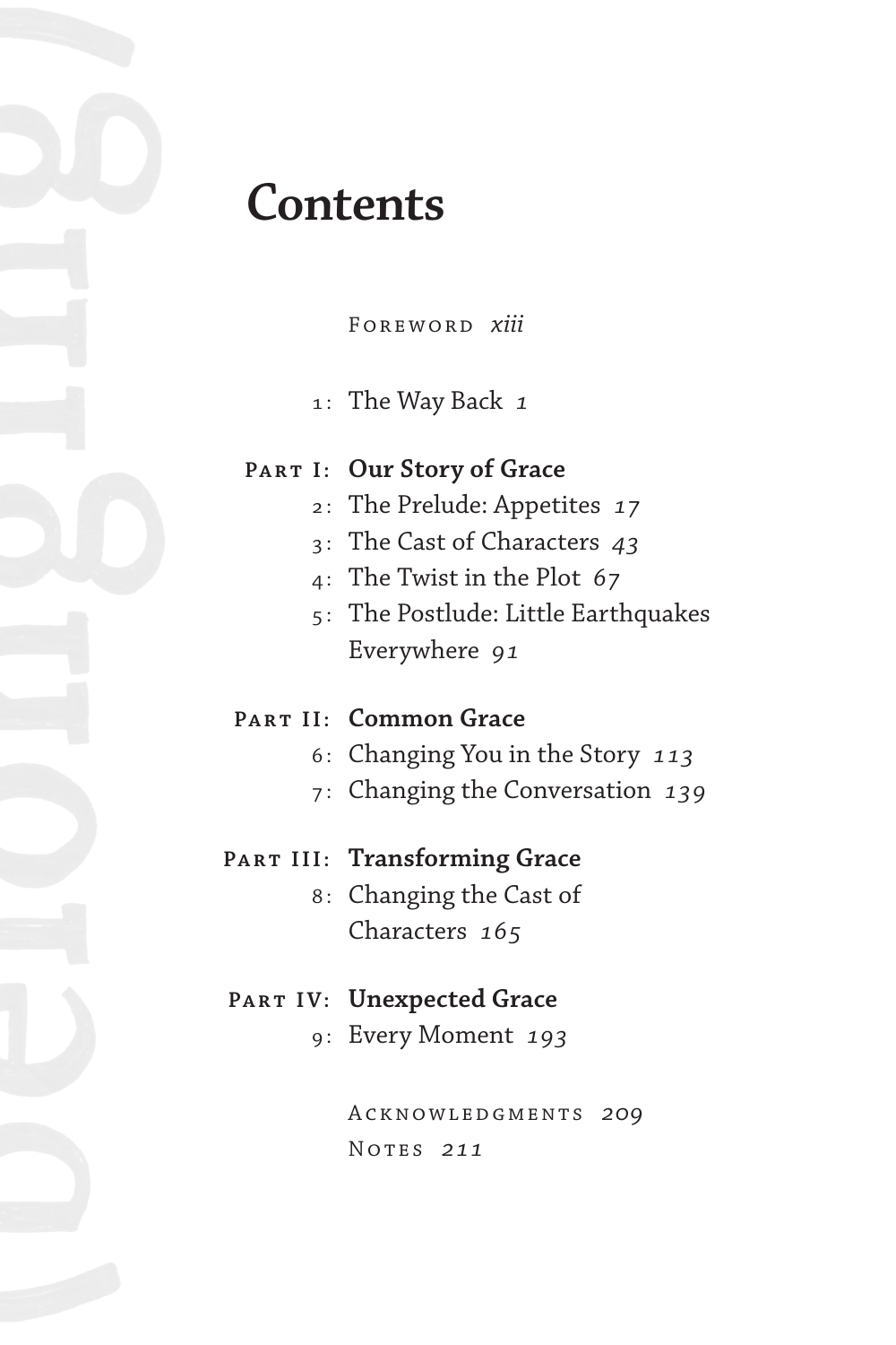# Contents

Foreword *xiii*

1: The Way Back *1*

**Part I: Our Story of Grace**

2: The Prelude: Appetites *17*

3: The Cast of Characters *43*

4: The Twist in the Plot *67*

5: The Postlude: Little Earthquakes Everywhere *91*

**Part II: Common Grace**

6: Changing You in the Story *113*

7: Changing the Conversation *139*

**Part III: Transforming Grace**

8: Changing the Cast of Characters *165*

**Part IV: Unexpected Grace**

9: Every Moment *193*

Acknowledgments *209*

Notes *211*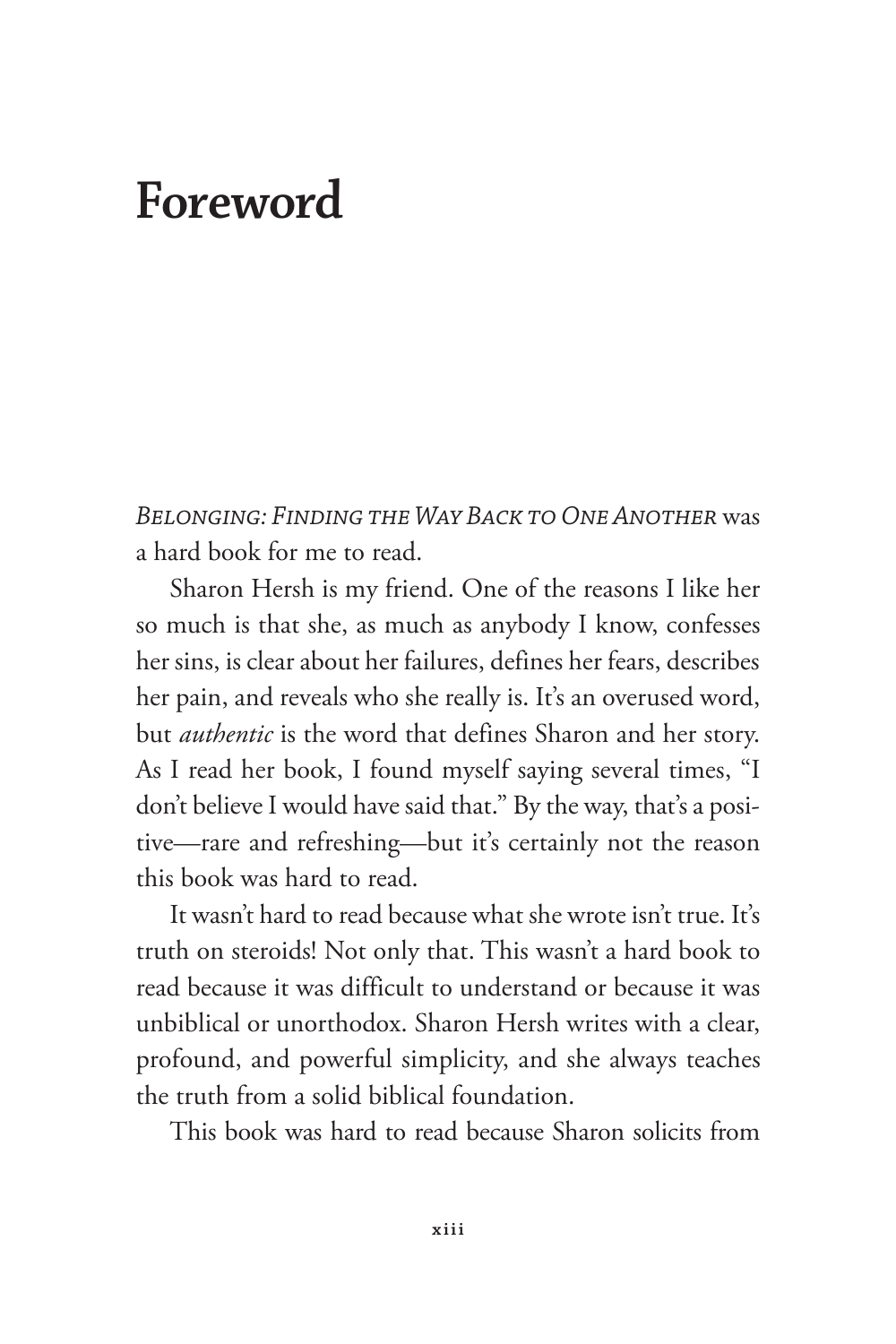# Foreword

*Belonging: Finding the Way Back to One Another* was a hard book for me to read.

Sharon Hersh is my friend. One of the reasons I like her so much is that she, as much as anybody I know, confesses her sins, is clear about her failures, defines her fears, describes her pain, and reveals who she really is. It's an overused word, but *authentic* is the word that defines Sharon and her story. As I read her book, I found myself saying several times, "I don't believe I would have said that." By the way, that's a positive—rare and refreshing—but it's certainly not the reason this book was hard to read.

It wasn't hard to read because what she wrote isn't true. It's truth on steroids! Not only that. This wasn't a hard book to read because it was difficult to understand or because it was unbiblical or unorthodox. Sharon Hersh writes with a clear, profound, and powerful simplicity, and she always teaches the truth from a solid biblical foundation.

This book was hard to read because Sharon solicits from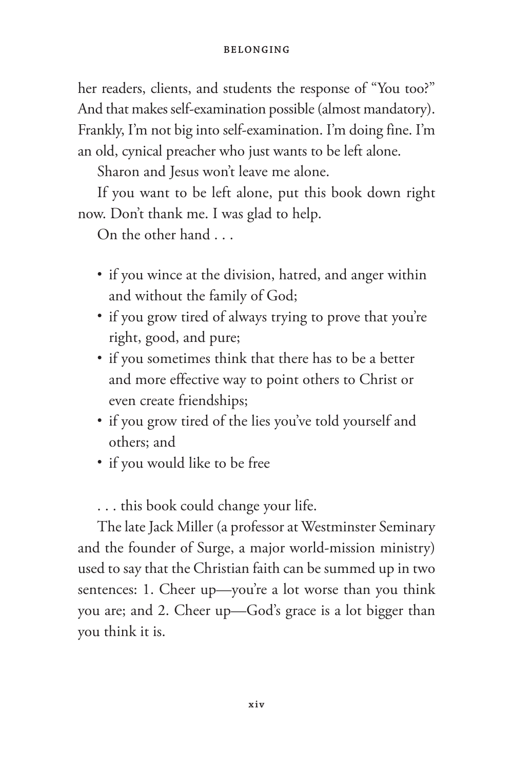her readers, clients, and students the response of "You too?" And that makes self-examination possible (almost mandatory). Frankly, I'm not big into self-examination. I'm doing fine. I'm an old, cynical preacher who just wants to be left alone.

Sharon and Jesus won't leave me alone.

If you want to be left alone, put this book down right now. Don't thank me. I was glad to help.

On the other hand . . .

- if you wince at the division, hatred, and anger within and without the family of God;
- if you grow tired of always trying to prove that you're right, good, and pure;
- if you sometimes think that there has to be a better and more effective way to point others to Christ or even create friendships;
- if you grow tired of the lies you've told yourself and others; and
- if you would like to be free

. . . this book could change your life.

The late Jack Miller (a professor at Westminster Seminary and the founder of Surge, a major world-mission ministry) used to say that the Christian faith can be summed up in two sentences: 1. Cheer up—you're a lot worse than you think you are; and 2. Cheer up—God's grace is a lot bigger than you think it is.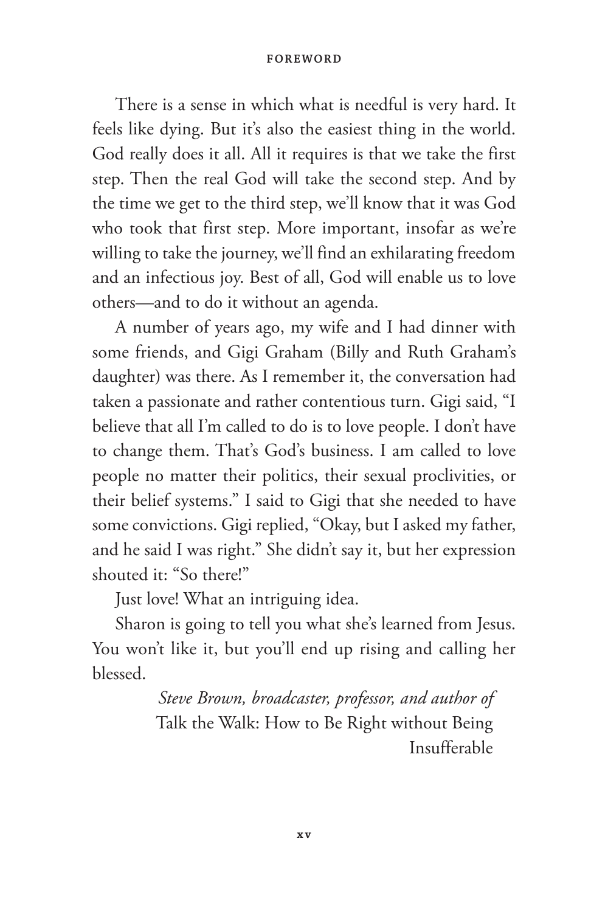There is a sense in which what is needful is very hard. It feels like dying. But it's also the easiest thing in the world. God really does it all. All it requires is that we take the first step. Then the real God will take the second step. And by the time we get to the third step, we'll know that it was God who took that first step. More important, insofar as we're willing to take the journey, we'll find an exhilarating freedom and an infectious joy. Best of all, God will enable us to love others—and to do it without an agenda.

A number of years ago, my wife and I had dinner with some friends, and Gigi Graham (Billy and Ruth Graham's daughter) was there. As I remember it, the conversation had taken a passionate and rather contentious turn. Gigi said, "I believe that all I'm called to do is to love people. I don't have to change them. That's God's business. I am called to love people no matter their politics, their sexual proclivities, or their belief systems." I said to Gigi that she needed to have some convictions. Gigi replied, "Okay, but I asked my father, and he said I was right." She didn't say it, but her expression shouted it: "So there!"

Just love! What an intriguing idea.

Sharon is going to tell you what she's learned from Jesus. You won't like it, but you'll end up rising and calling her blessed.

*Steve Brown, broadcaster, professor, and author of* Talk the Walk: How to Be Right without Being Insufferable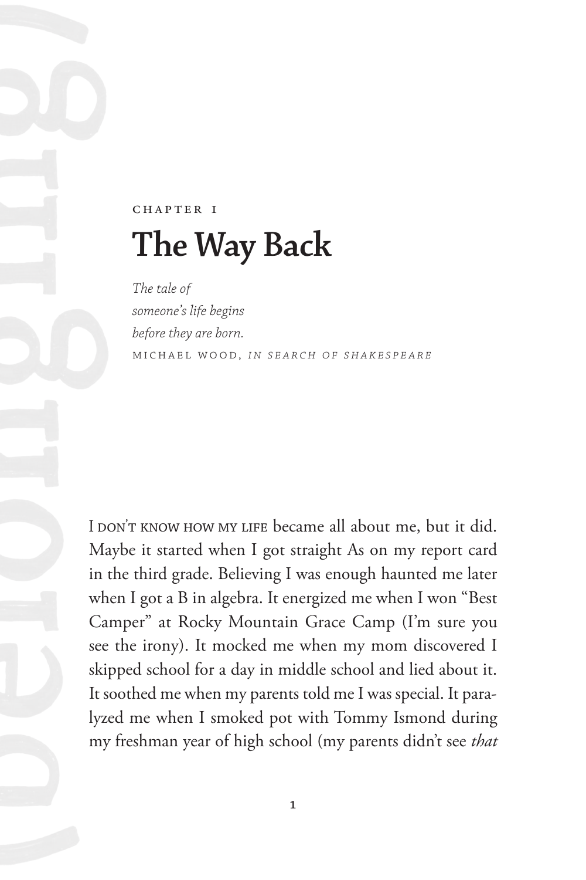CHAPTER 1

# The Way Back

*The tale of*
*someone's life begins*
*before they are born.*
MICHAEL WOOD, *IN SEARCH OF SHAKESPEARE*

I DON'T KNOW HOW MY LIFE became all about me, but it did. Maybe it started when I got straight As on my report card in the third grade. Believing I was enough haunted me later when I got a B in algebra. It energized me when I won "Best Camper" at Rocky Mountain Grace Camp (I'm sure you see the irony). It mocked me when my mom discovered I skipped school for a day in middle school and lied about it. It soothed me when my parents told me I was special. It paralyzed me when I smoked pot with Tommy Ismond during my freshman year of high school (my parents didn't see *that*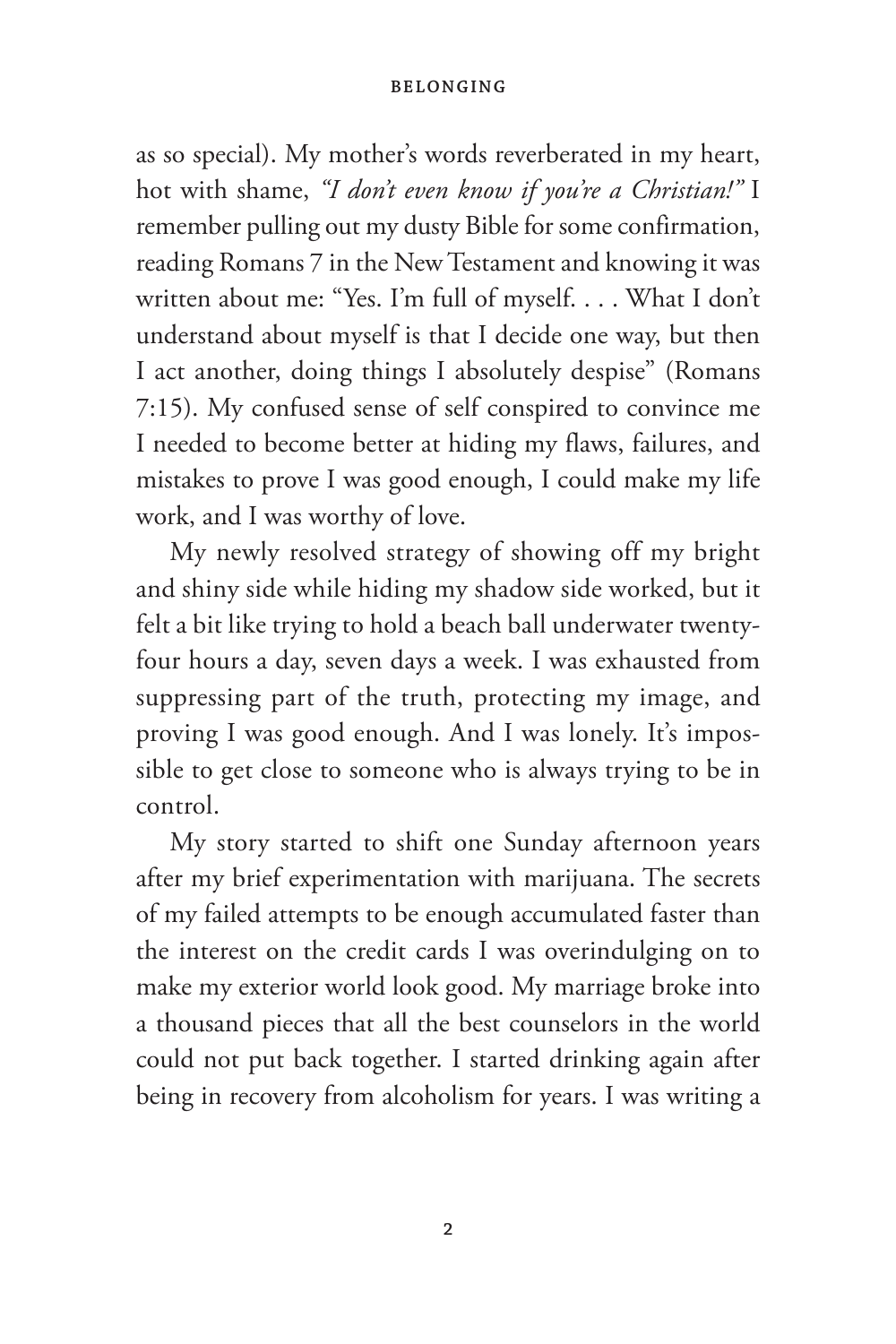as so special). My mother's words reverberated in my heart, hot with shame, *"I don't even know if you're a Christian!"* I remember pulling out my dusty Bible for some confirmation, reading Romans 7 in the New Testament and knowing it was written about me: "Yes. I'm full of myself. . . . What I don't understand about myself is that I decide one way, but then I act another, doing things I absolutely despise" (Romans 7:15). My confused sense of self conspired to convince me I needed to become better at hiding my flaws, failures, and mistakes to prove I was good enough, I could make my life work, and I was worthy of love.

My newly resolved strategy of showing off my bright and shiny side while hiding my shadow side worked, but it felt a bit like trying to hold a beach ball underwater twenty-four hours a day, seven days a week. I was exhausted from suppressing part of the truth, protecting my image, and proving I was good enough. And I was lonely. It's impossible to get close to someone who is always trying to be in control.

My story started to shift one Sunday afternoon years after my brief experimentation with marijuana. The secrets of my failed attempts to be enough accumulated faster than the interest on the credit cards I was overindulging on to make my exterior world look good. My marriage broke into a thousand pieces that all the best counselors in the world could not put back together. I started drinking again after being in recovery from alcoholism for years. I was writing a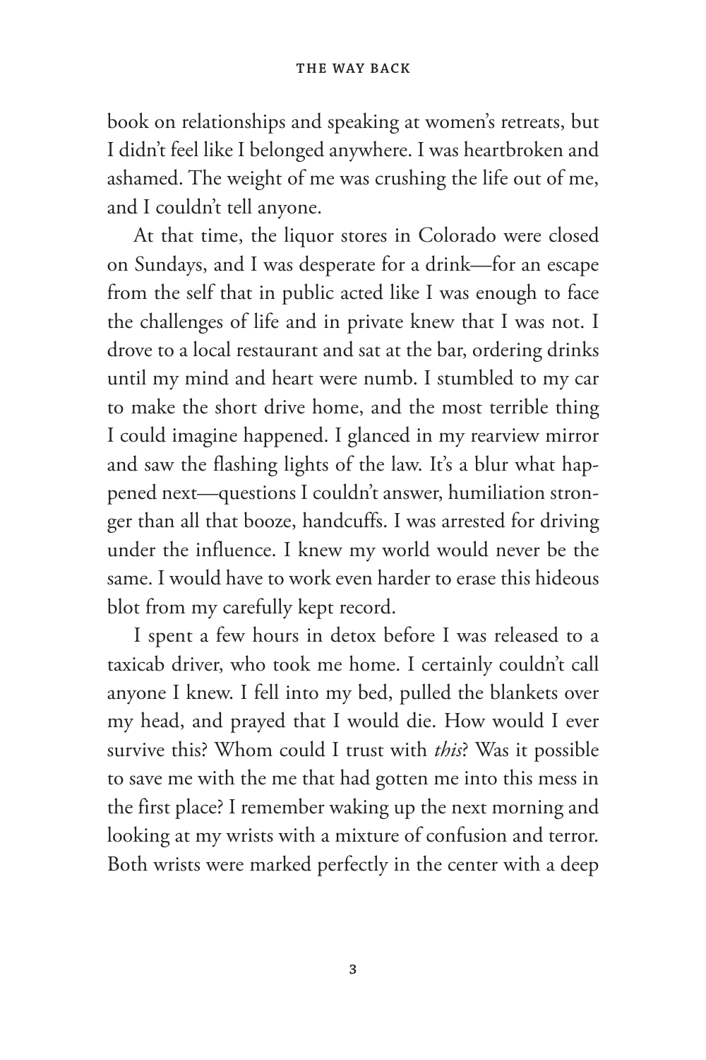book on relationships and speaking at women's retreats, but I didn't feel like I belonged anywhere. I was heartbroken and ashamed. The weight of me was crushing the life out of me, and I couldn't tell anyone.

At that time, the liquor stores in Colorado were closed on Sundays, and I was desperate for a drink—for an escape from the self that in public acted like I was enough to face the challenges of life and in private knew that I was not. I drove to a local restaurant and sat at the bar, ordering drinks until my mind and heart were numb. I stumbled to my car to make the short drive home, and the most terrible thing I could imagine happened. I glanced in my rearview mirror and saw the flashing lights of the law. It's a blur what happened next—questions I couldn't answer, humiliation stronger than all that booze, handcuffs. I was arrested for driving under the influence. I knew my world would never be the same. I would have to work even harder to erase this hideous blot from my carefully kept record.

I spent a few hours in detox before I was released to a taxicab driver, who took me home. I certainly couldn't call anyone I knew. I fell into my bed, pulled the blankets over my head, and prayed that I would die. How would I ever survive this? Whom could I trust with *this*? Was it possible to save me with the me that had gotten me into this mess in the first place? I remember waking up the next morning and looking at my wrists with a mixture of confusion and terror. Both wrists were marked perfectly in the center with a deep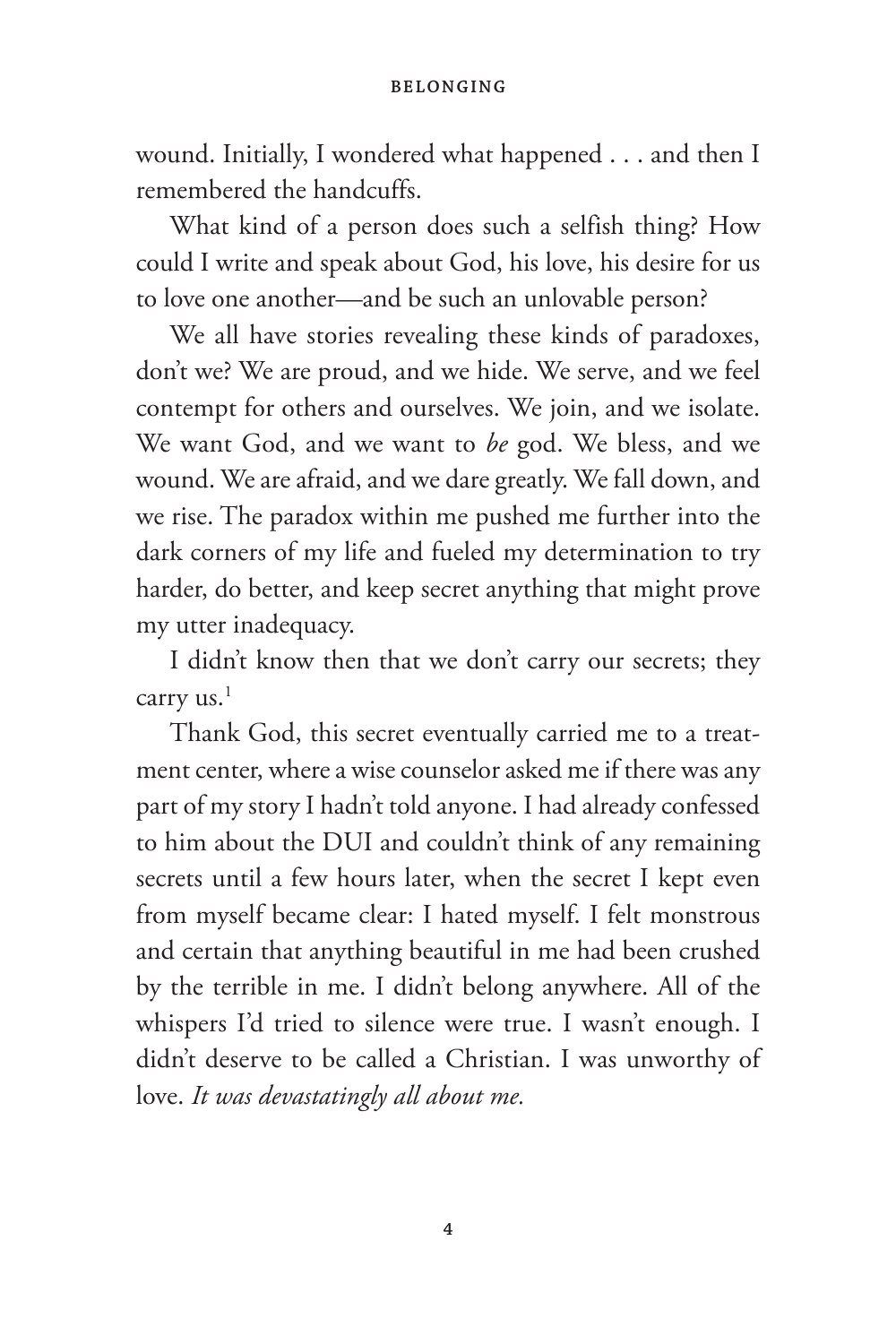wound. Initially, I wondered what happened . . . and then I remembered the handcuffs.

What kind of a person does such a selfish thing? How could I write and speak about God, his love, his desire for us to love one another—and be such an unlovable person?

We all have stories revealing these kinds of paradoxes, don't we? We are proud, and we hide. We serve, and we feel contempt for others and ourselves. We join, and we isolate. We want God, and we want to *be* god. We bless, and we wound. We are afraid, and we dare greatly. We fall down, and we rise. The paradox within me pushed me further into the dark corners of my life and fueled my determination to try harder, do better, and keep secret anything that might prove my utter inadequacy.

I didn't know then that we don't carry our secrets; they carry us.[1]

Thank God, this secret eventually carried me to a treatment center, where a wise counselor asked me if there was any part of my story I hadn't told anyone. I had already confessed to him about the DUI and couldn't think of any remaining secrets until a few hours later, when the secret I kept even from myself became clear: I hated myself. I felt monstrous and certain that anything beautiful in me had been crushed by the terrible in me. I didn't belong anywhere. All of the whispers I'd tried to silence were true. I wasn't enough. I didn't deserve to be called a Christian. I was unworthy of love. *It was devastatingly all about me.*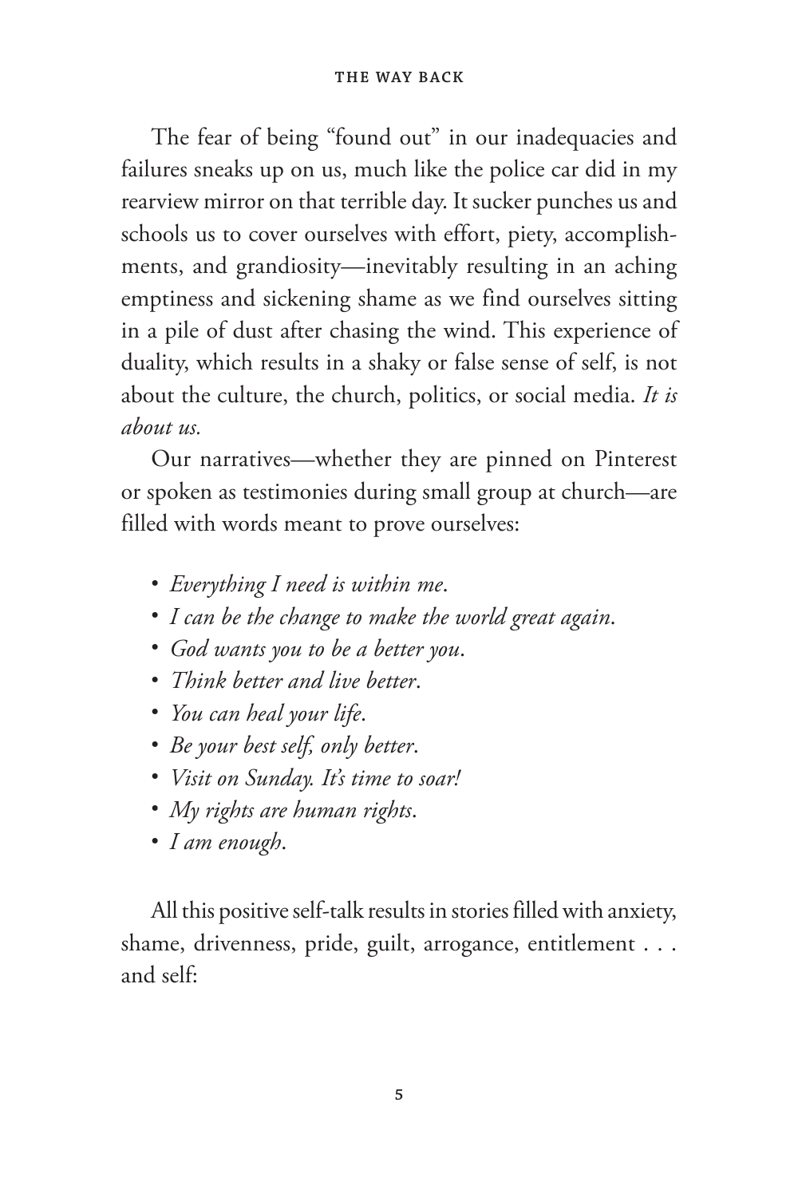The fear of being "found out" in our inadequacies and failures sneaks up on us, much like the police car did in my rearview mirror on that terrible day. It sucker punches us and schools us to cover ourselves with effort, piety, accomplishments, and grandiosity—inevitably resulting in an aching emptiness and sickening shame as we find ourselves sitting in a pile of dust after chasing the wind. This experience of duality, which results in a shaky or false sense of self, is not about the culture, the church, politics, or social media. *It is about us.*

Our narratives—whether they are pinned on Pinterest or spoken as testimonies during small group at church—are filled with words meant to prove ourselves:

- *Everything I need is within me*.
- *I can be the change to make the world great again*.
- *God wants you to be a better you*.
- *Think better and live better*.
- *You can heal your life*.
- *Be your best self, only better*.
- *Visit on Sunday. It's time to soar!*
- *My rights are human rights*.
- *I am enough*.

All this positive self-talk results in stories filled with anxiety, shame, drivenness, pride, guilt, arrogance, entitlement . . . and self: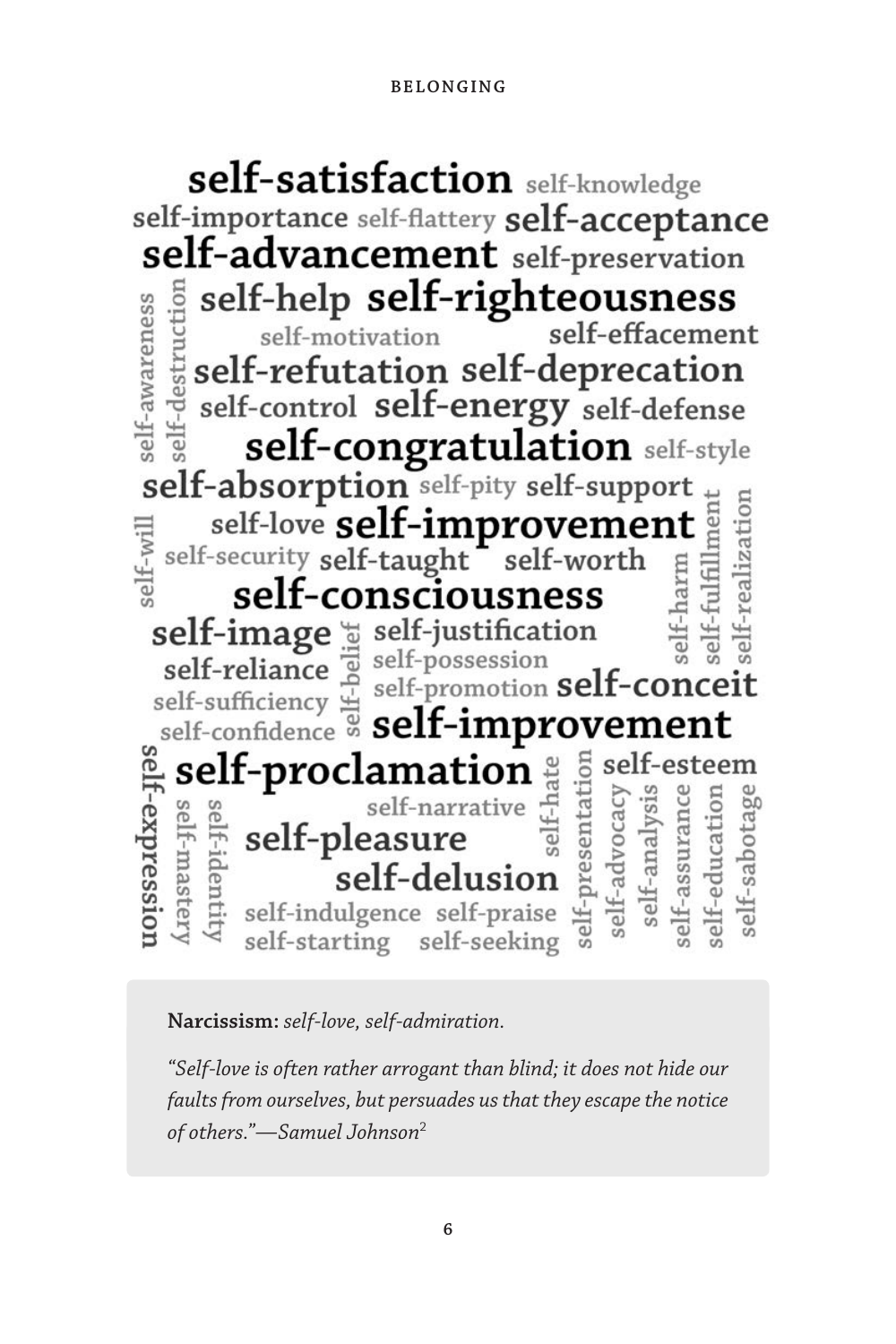self-satisfaction self-knowledge
self-importance self-flattery self-acceptance
self-advancement self-preservation
self-help self-righteousness
self-motivation self-effacement
self-refutation self-deprecation
self-control self-energy self-defense
self-congratulation self-style
self-absorption self-pity self-support
self-love self-improvement
self-security self-taught self-worth
self-consciousness
self-image self-justification
self-reliance self-possession
self-sufficiency self-promotion self-conceit
self-confidence self-improvement
self-proclamation self-esteem
self-narrative
self-pleasure
self-delusion
self-indulgence self-praise
self-starting self-seeking
self-awareness self-destruction self-will self-belief self-harm self-fulfillment self-realization self-expression self-mastery self-identity self-hate self-presentation self-advocacy self-analysis self-assurance self-education self-sabotage

**Narcissism:** *self-love, self-admiration.*

*"Self-love is often rather arrogant than blind; it does not hide our faults from ourselves, but persuades us that they escape the notice of others."—Samuel Johnson*[2]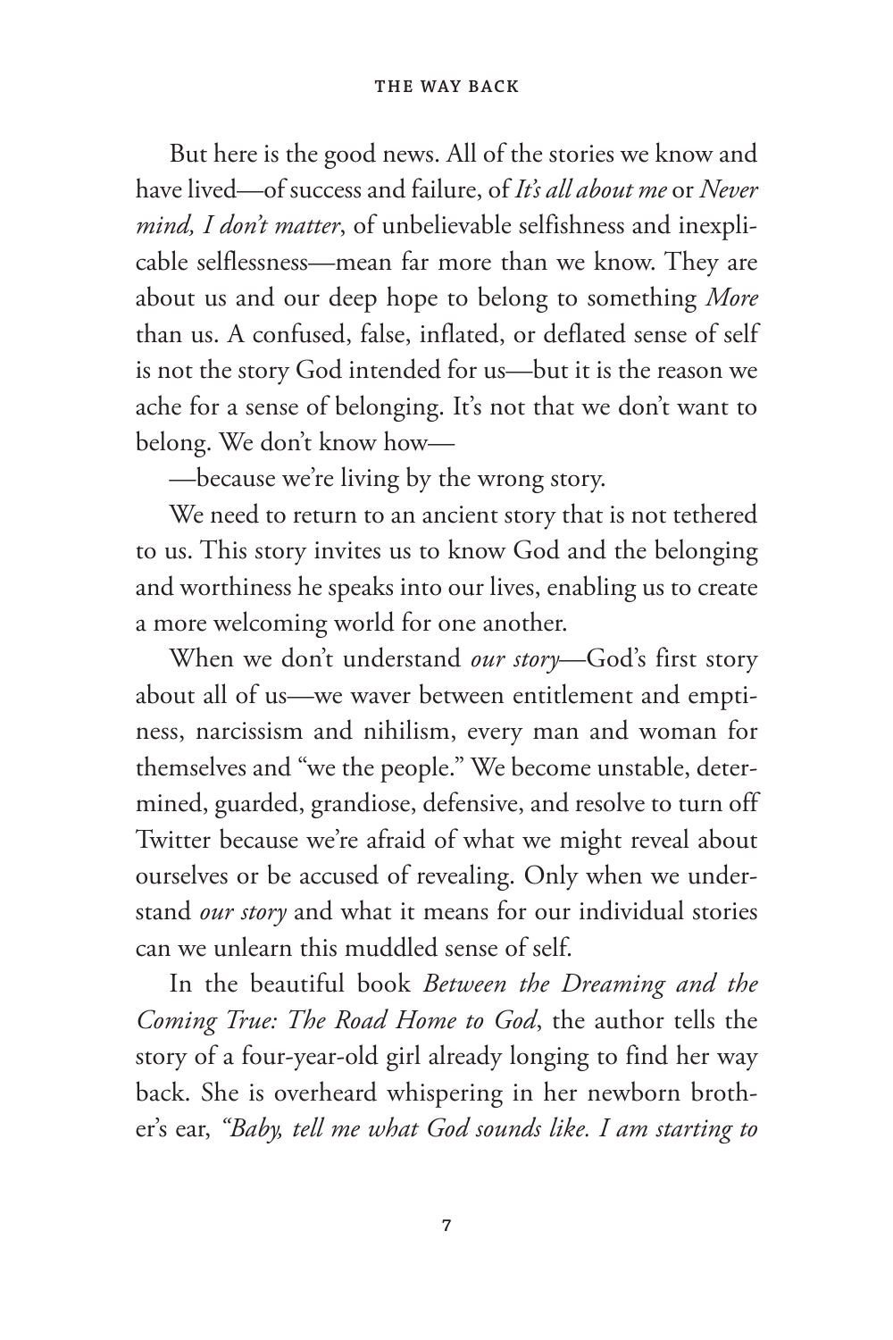But here is the good news. All of the stories we know and have lived—of success and failure, of *It's all about me* or *Never mind, I don't matter*, of unbelievable selfishness and inexplicable selflessness—mean far more than we know. They are about us and our deep hope to belong to something *More* than us. A confused, false, inflated, or deflated sense of self is not the story God intended for us—but it is the reason we ache for a sense of belonging. It's not that we don't want to belong. We don't know how—

—because we're living by the wrong story.

We need to return to an ancient story that is not tethered to us. This story invites us to know God and the belonging and worthiness he speaks into our lives, enabling us to create a more welcoming world for one another.

When we don't understand *our story*—God's first story about all of us—we waver between entitlement and emptiness, narcissism and nihilism, every man and woman for themselves and "we the people." We become unstable, determined, guarded, grandiose, defensive, and resolve to turn off Twitter because we're afraid of what we might reveal about ourselves or be accused of revealing. Only when we understand *our story* and what it means for our individual stories can we unlearn this muddled sense of self.

In the beautiful book *Between the Dreaming and the Coming True: The Road Home to God*, the author tells the story of a four-year-old girl already longing to find her way back. She is overheard whispering in her newborn brother's ear, *"Baby, tell me what God sounds like. I am starting to*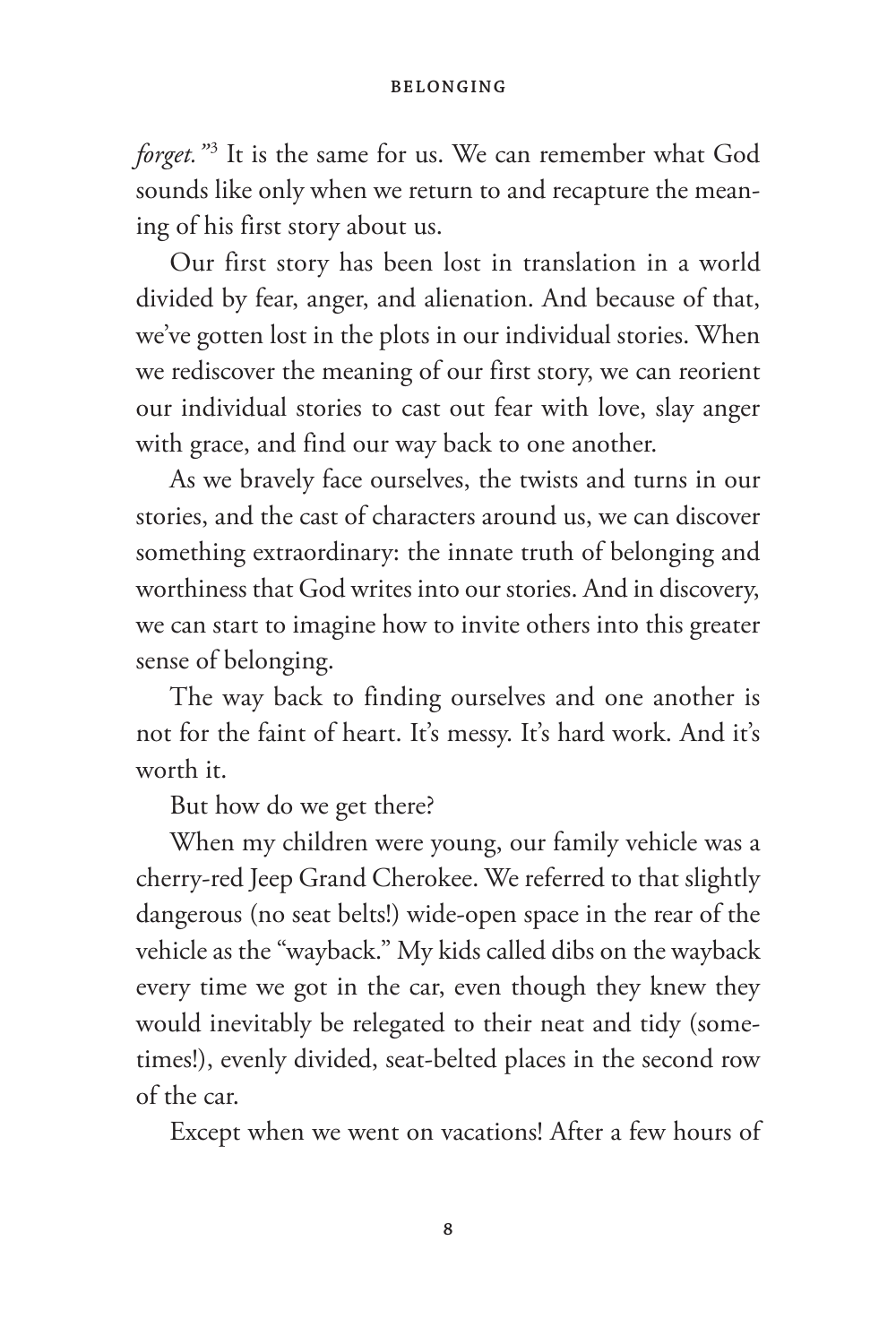*forget."*[3] It is the same for us. We can remember what God sounds like only when we return to and recapture the meaning of his first story about us.

Our first story has been lost in translation in a world divided by fear, anger, and alienation. And because of that, we've gotten lost in the plots in our individual stories. When we rediscover the meaning of our first story, we can reorient our individual stories to cast out fear with love, slay anger with grace, and find our way back to one another.

As we bravely face ourselves, the twists and turns in our stories, and the cast of characters around us, we can discover something extraordinary: the innate truth of belonging and worthiness that God writes into our stories. And in discovery, we can start to imagine how to invite others into this greater sense of belonging.

The way back to finding ourselves and one another is not for the faint of heart. It's messy. It's hard work. And it's worth it.

But how do we get there?

When my children were young, our family vehicle was a cherry-red Jeep Grand Cherokee. We referred to that slightly dangerous (no seat belts!) wide-open space in the rear of the vehicle as the "wayback." My kids called dibs on the wayback every time we got in the car, even though they knew they would inevitably be relegated to their neat and tidy (sometimes!), evenly divided, seat-belted places in the second row of the car.

Except when we went on vacations! After a few hours of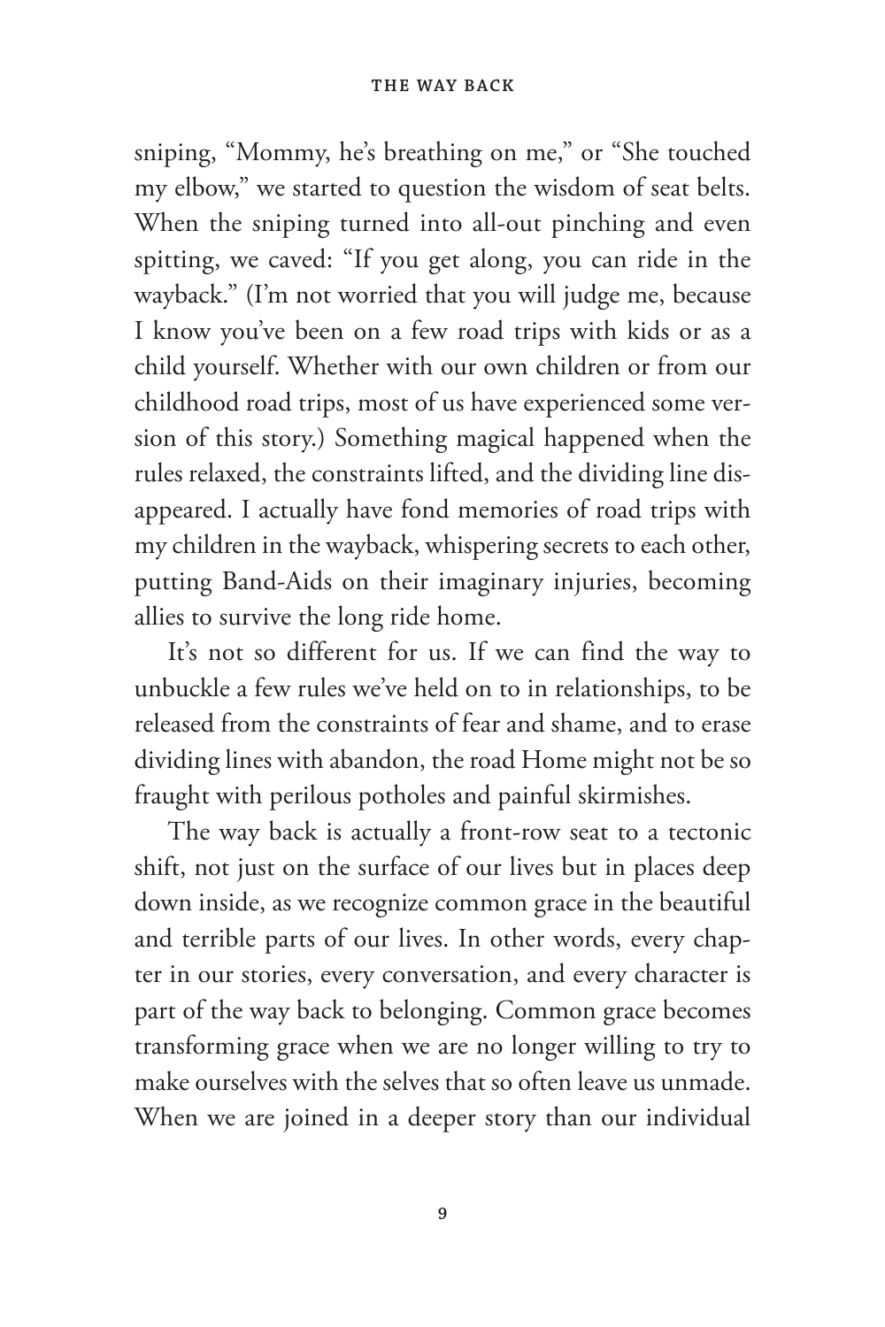sniping, "Mommy, he's breathing on me," or "She touched my elbow," we started to question the wisdom of seat belts. When the sniping turned into all-out pinching and even spitting, we caved: "If you get along, you can ride in the wayback." (I'm not worried that you will judge me, because I know you've been on a few road trips with kids or as a child yourself. Whether with our own children or from our childhood road trips, most of us have experienced some version of this story.) Something magical happened when the rules relaxed, the constraints lifted, and the dividing line disappeared. I actually have fond memories of road trips with my children in the wayback, whispering secrets to each other, putting Band-Aids on their imaginary injuries, becoming allies to survive the long ride home.

It's not so different for us. If we can find the way to unbuckle a few rules we've held on to in relationships, to be released from the constraints of fear and shame, and to erase dividing lines with abandon, the road Home might not be so fraught with perilous potholes and painful skirmishes.

The way back is actually a front-row seat to a tectonic shift, not just on the surface of our lives but in places deep down inside, as we recognize common grace in the beautiful and terrible parts of our lives. In other words, every chapter in our stories, every conversation, and every character is part of the way back to belonging. Common grace becomes transforming grace when we are no longer willing to try to make ourselves with the selves that so often leave us unmade. When we are joined in a deeper story than our individual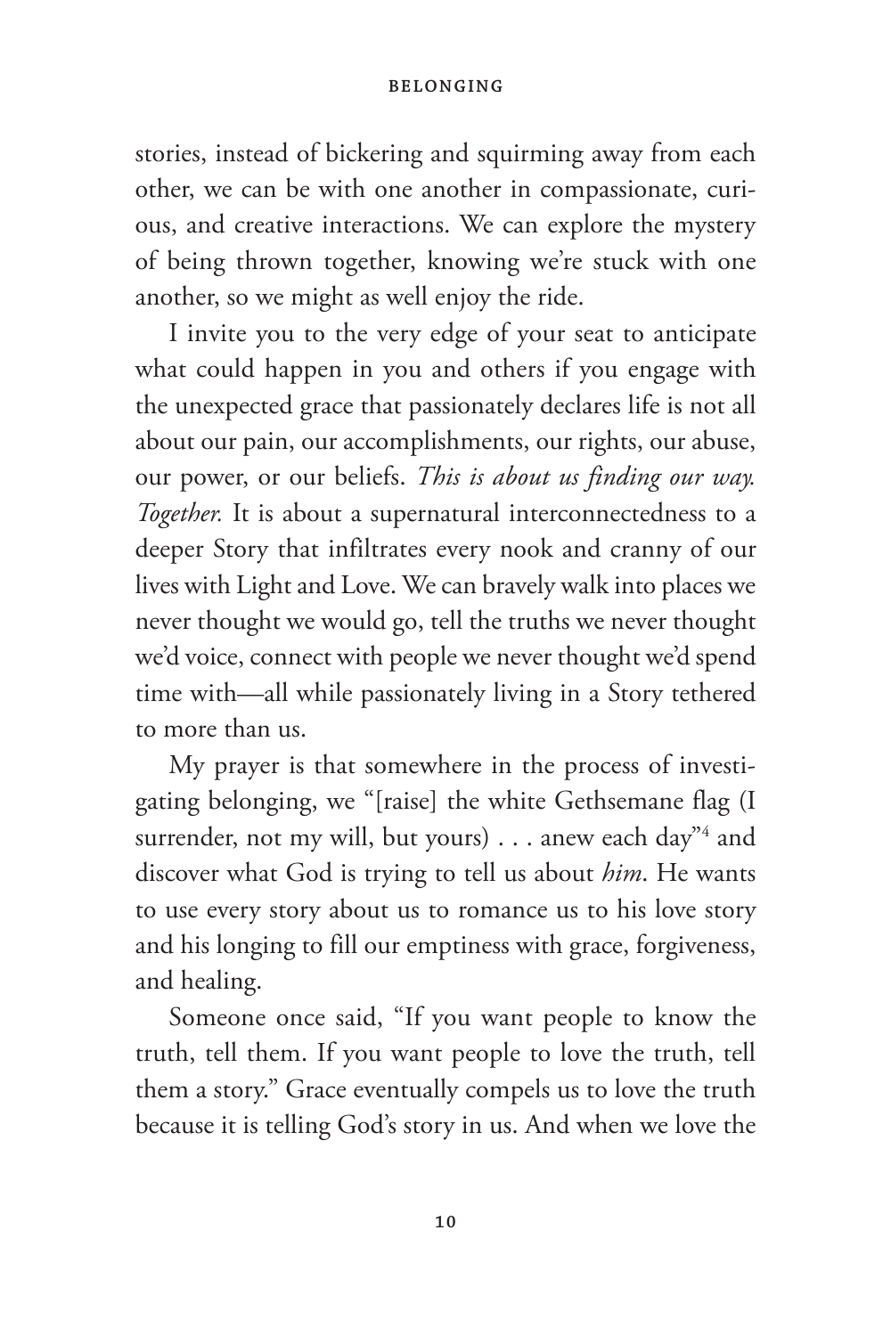stories, instead of bickering and squirming away from each other, we can be with one another in compassionate, curious, and creative interactions. We can explore the mystery of being thrown together, knowing we're stuck with one another, so we might as well enjoy the ride.

I invite you to the very edge of your seat to anticipate what could happen in you and others if you engage with the unexpected grace that passionately declares life is not all about our pain, our accomplishments, our rights, our abuse, our power, or our beliefs. *This is about us finding our way. Together.* It is about a supernatural interconnectedness to a deeper Story that infiltrates every nook and cranny of our lives with Light and Love. We can bravely walk into places we never thought we would go, tell the truths we never thought we'd voice, connect with people we never thought we'd spend time with—all while passionately living in a Story tethered to more than us.

My prayer is that somewhere in the process of investigating belonging, we "[raise] the white Gethsemane flag (I surrender, not my will, but yours) . . . anew each day"[4] and discover what God is trying to tell us about *him*. He wants to use every story about us to romance us to his love story and his longing to fill our emptiness with grace, forgiveness, and healing.

Someone once said, "If you want people to know the truth, tell them. If you want people to love the truth, tell them a story." Grace eventually compels us to love the truth because it is telling God's story in us. And when we love the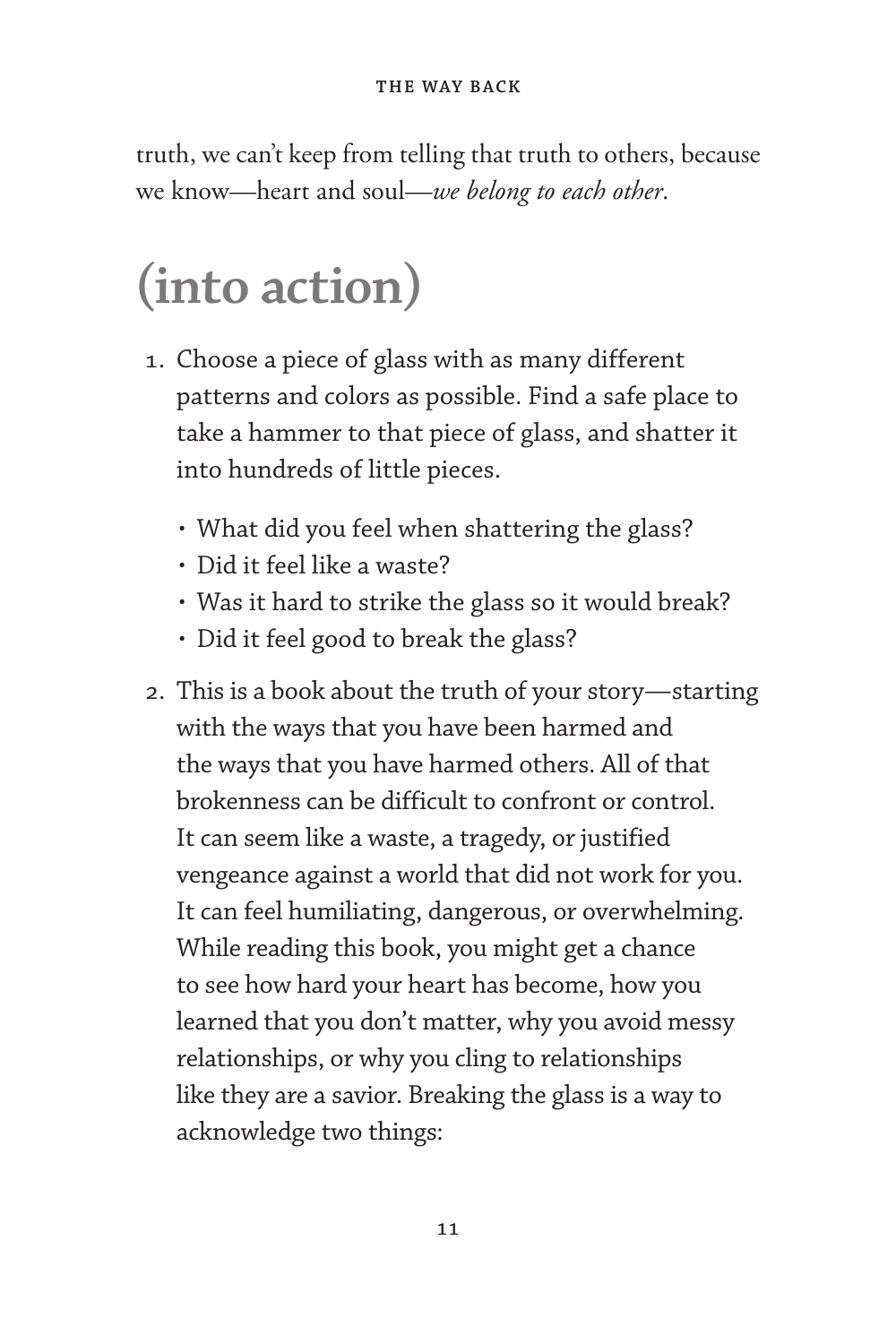truth, we can't keep from telling that truth to others, because we know—heart and soul—*we belong to each other*.

# (into action)

1. Choose a piece of glass with as many different patterns and colors as possible. Find a safe place to take a hammer to that piece of glass, and shatter it into hundreds of little pieces.

    - What did you feel when shattering the glass?
    - Did it feel like a waste?
    - Was it hard to strike the glass so it would break?
    - Did it feel good to break the glass?

2. This is a book about the truth of your story—starting with the ways that you have been harmed and the ways that you have harmed others. All of that brokenness can be difficult to confront or control. It can seem like a waste, a tragedy, or justified vengeance against a world that did not work for you. It can feel humiliating, dangerous, or overwhelming. While reading this book, you might get a chance to see how hard your heart has become, how you learned that you don't matter, why you avoid messy relationships, or why you cling to relationships like they are a savior. Breaking the glass is a way to acknowledge two things: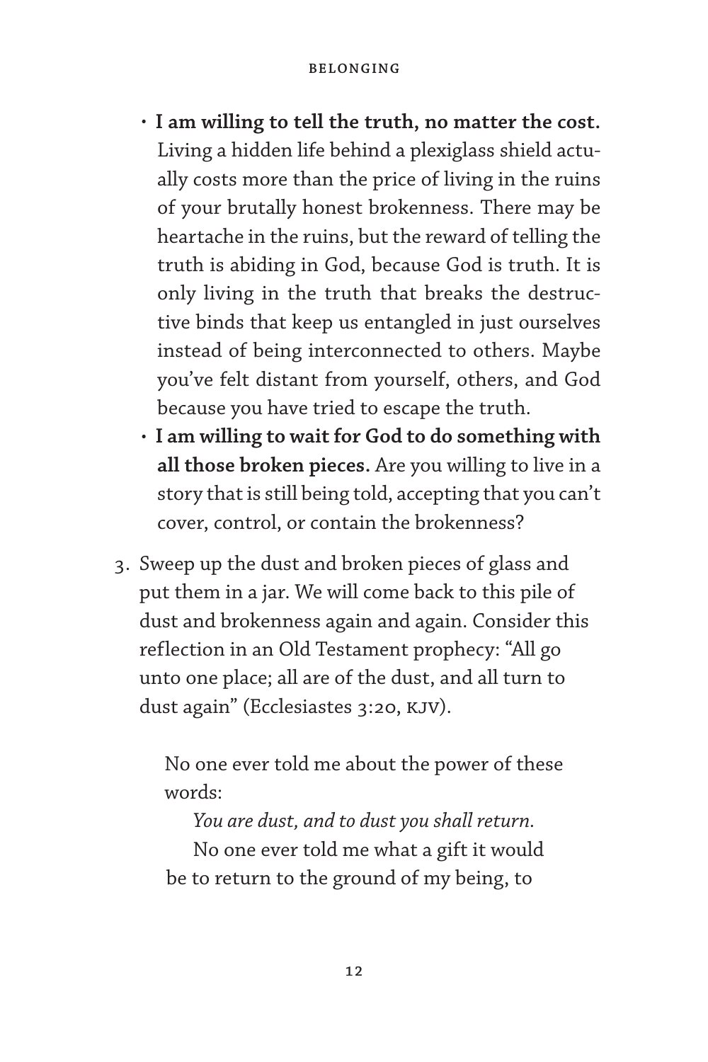- **I am willing to tell the truth, no matter the cost.** Living a hidden life behind a plexiglass shield actually costs more than the price of living in the ruins of your brutally honest brokenness. There may be heartache in the ruins, but the reward of telling the truth is abiding in God, because God is truth. It is only living in the truth that breaks the destructive binds that keep us entangled in just ourselves instead of being interconnected to others. Maybe you've felt distant from yourself, others, and God because you have tried to escape the truth.
- **I am willing to wait for God to do something with all those broken pieces.** Are you willing to live in a story that is still being told, accepting that you can't cover, control, or contain the brokenness?

3. Sweep up the dust and broken pieces of glass and put them in a jar. We will come back to this pile of dust and brokenness again and again. Consider this reflection in an Old Testament prophecy: "All go unto one place; all are of the dust, and all turn to dust again" (Ecclesiastes 3:20, KJV).

   No one ever told me about the power of these words:

   *You are dust, and to dust you shall return.*

   No one ever told me what a gift it would be to return to the ground of my being, to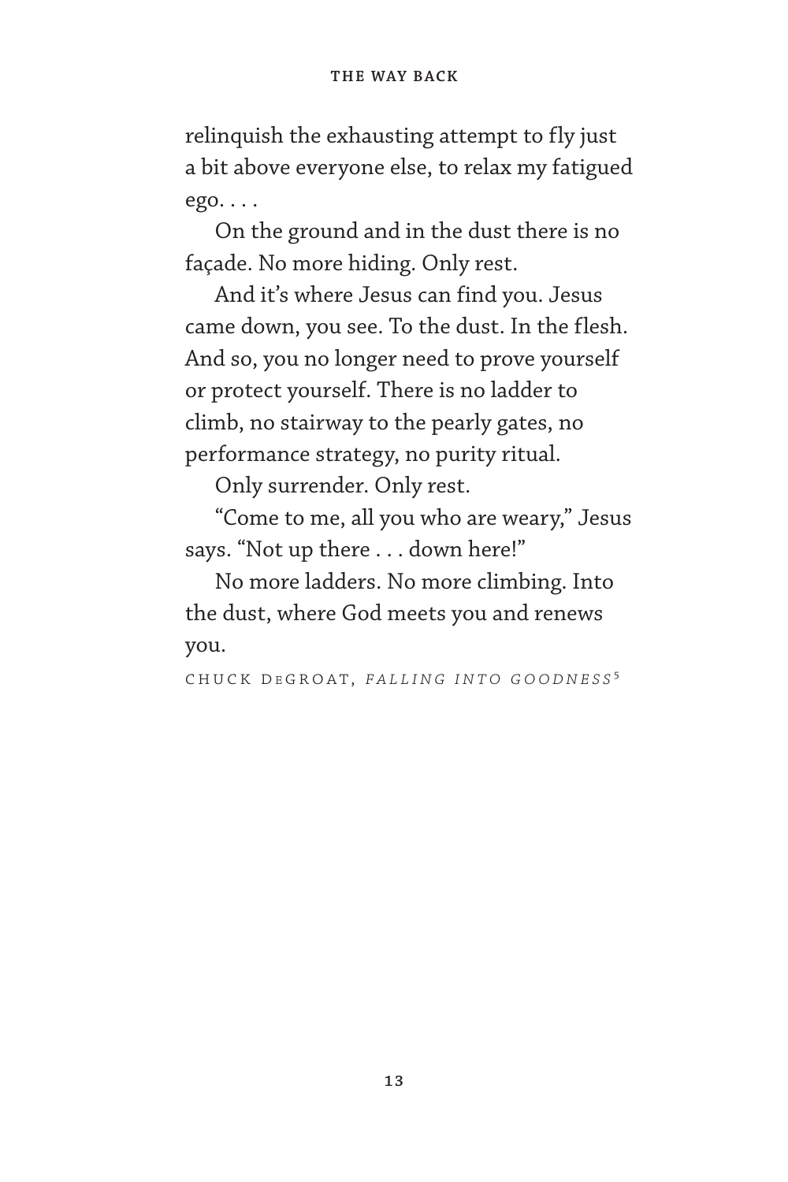relinquish the exhausting attempt to fly just a bit above everyone else, to relax my fatigued ego. . . .

On the ground and in the dust there is no façade. No more hiding. Only rest.

And it's where Jesus can find you. Jesus came down, you see. To the dust. In the flesh. And so, you no longer need to prove yourself or protect yourself. There is no ladder to climb, no stairway to the pearly gates, no performance strategy, no purity ritual.

Only surrender. Only rest.

"Come to me, all you who are weary," Jesus says. "Not up there . . . down here!"

No more ladders. No more climbing. Into the dust, where God meets you and renews you.

CHUCK DeGROAT, *FALLING INTO GOODNESS*[5]